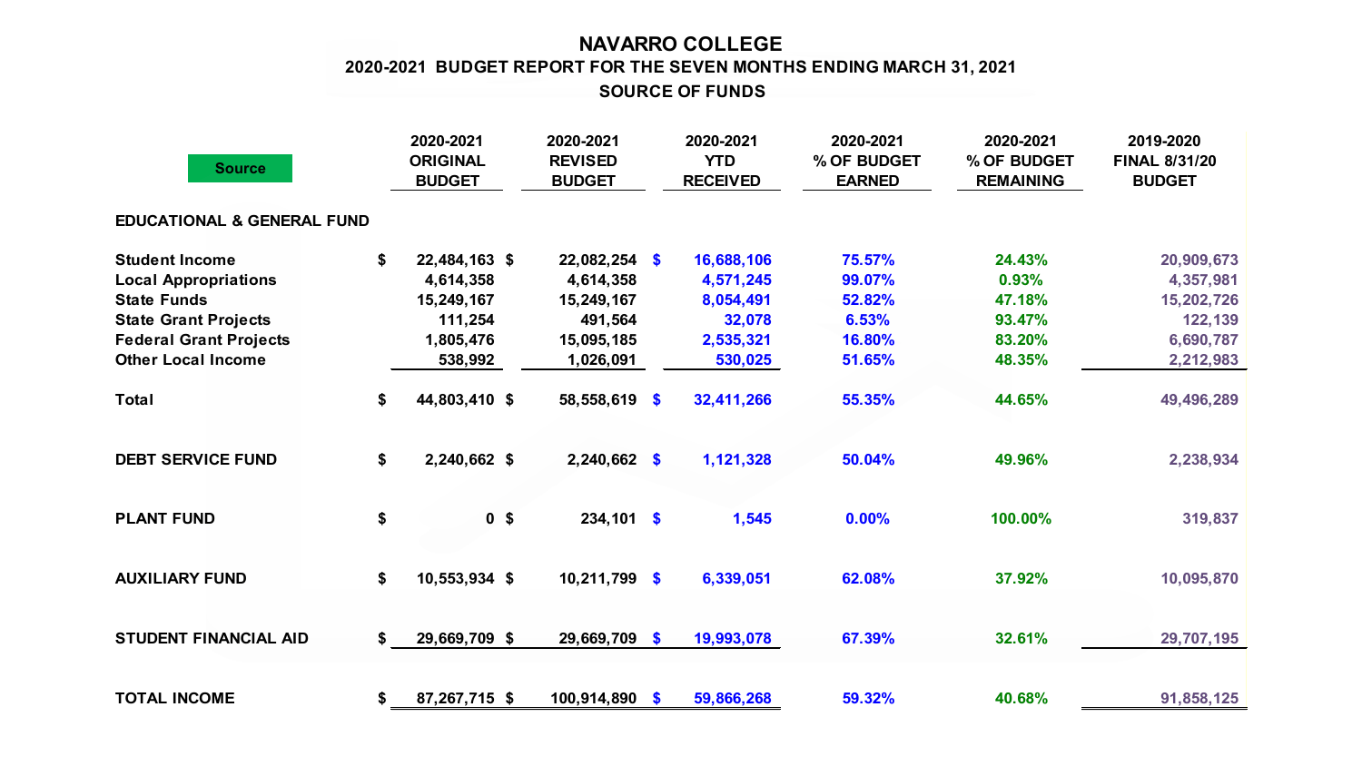# NAVARRO COLLEGE

## 2020-2021 BUDGET REPORT FOR THE SEVEN MONTHS ENDING MARCH 31, 2021

### SOURCE OF FUNDS

| Source | 2020-2021 ORIGINAL BUDGET | 2020-2021 REVISED BUDGET | 2020-2021 YTD RECEIVED | 2020-2021 % OF BUDGET EARNED | 2020-2021 % OF BUDGET REMAINING | 2019-2020 FINAL 8/31/20 BUDGET |
|---|---|---|---|---|---|---|
| **EDUCATIONAL & GENERAL FUND** | | | | | | |
| Student Income | $ 22,484,163 | $ 22,082,254 | $ 16,688,106 | 75.57% | 24.43% | 20,909,673 |
| Local Appropriations | 4,614,358 | 4,614,358 | 4,571,245 | 99.07% | 0.93% | 4,357,981 |
| State Funds | 15,249,167 | 15,249,167 | 8,054,491 | 52.82% | 47.18% | 15,202,726 |
| State Grant Projects | 111,254 | 491,564 | 32,078 | 6.53% | 93.47% | 122,139 |
| Federal Grant Projects | 1,805,476 | 15,095,185 | 2,535,321 | 16.80% | 83.20% | 6,690,787 |
| Other Local Income | 538,992 | 1,026,091 | 530,025 | 51.65% | 48.35% | 2,212,983 |
| **Total** | $ 44,803,410 | $ 58,558,619 | $ 32,411,266 | 55.35% | 44.65% | 49,496,289 |
| **DEBT SERVICE FUND** | $ 2,240,662 | $ 2,240,662 | $ 1,121,328 | 50.04% | 49.96% | 2,238,934 |
| **PLANT FUND** | $ 0 | $ 234,101 | $ 1,545 | 0.00% | 100.00% | 319,837 |
| **AUXILIARY FUND** | $ 10,553,934 | $ 10,211,799 | $ 6,339,051 | 62.08% | 37.92% | 10,095,870 |
| **STUDENT FINANCIAL AID** | $ 29,669,709 | $ 29,669,709 | $ 19,993,078 | 67.39% | 32.61% | 29,707,195 |
| **TOTAL INCOME** | $ 87,267,715 | $ 100,914,890 | $ 59,866,268 | 59.32% | 40.68% | 91,858,125 |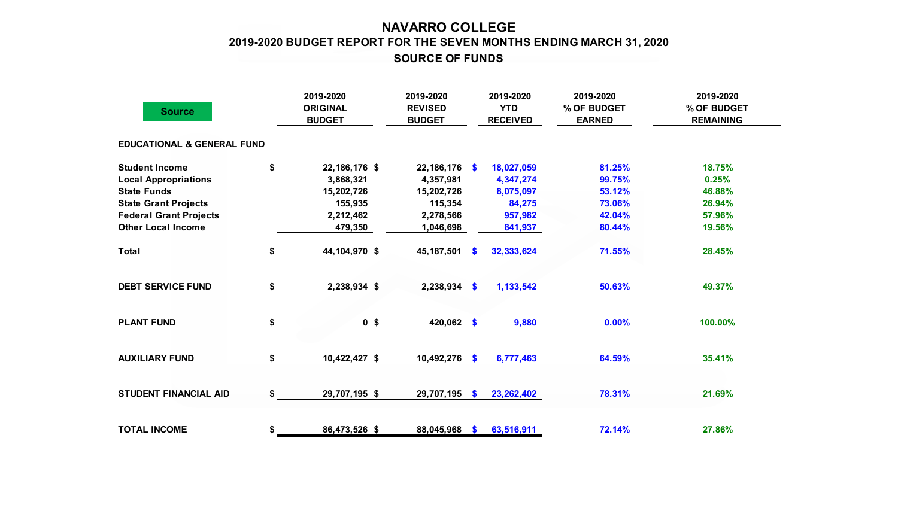# NAVARRO COLLEGE

## 2019-2020 BUDGET REPORT FOR THE SEVEN MONTHS ENDING MARCH 31, 2020

## SOURCE OF FUNDS

| Source | 2019-2020 ORIGINAL BUDGET | 2019-2020 REVISED BUDGET | 2019-2020 YTD RECEIVED | 2019-2020 % OF BUDGET EARNED | 2019-2020 % OF BUDGET REMAINING |
|---|---|---|---|---|---|
| **EDUCATIONAL & GENERAL FUND** | | | | | |
| Student Income | $ 22,186,176 | $ 22,186,176 | $ 18,027,059 | 81.25% | 18.75% |
| Local Appropriations | 3,868,321 | 4,357,981 | 4,347,274 | 99.75% | 0.25% |
| State Funds | 15,202,726 | 15,202,726 | 8,075,097 | 53.12% | 46.88% |
| State Grant Projects | 155,935 | 115,354 | 84,275 | 73.06% | 26.94% |
| Federal Grant Projects | 2,212,462 | 2,278,566 | 957,982 | 42.04% | 57.96% |
| Other Local Income | 479,350 | 1,046,698 | 841,937 | 80.44% | 19.56% |
| Total | $ 44,104,970 | $ 45,187,501 | $ 32,333,624 | 71.55% | 28.45% |
| DEBT SERVICE FUND | $ 2,238,934 | $ 2,238,934 | $ 1,133,542 | 50.63% | 49.37% |
| PLANT FUND | $ 0 | $ 420,062 | $ 9,880 | 0.00% | 100.00% |
| AUXILIARY FUND | $ 10,422,427 | $ 10,492,276 | $ 6,777,463 | 64.59% | 35.41% |
| STUDENT FINANCIAL AID | $ 29,707,195 | $ 29,707,195 | $ 23,262,402 | 78.31% | 21.69% |
| TOTAL INCOME | $ 86,473,526 | $ 88,045,968 | $ 63,516,911 | 72.14% | 27.86% |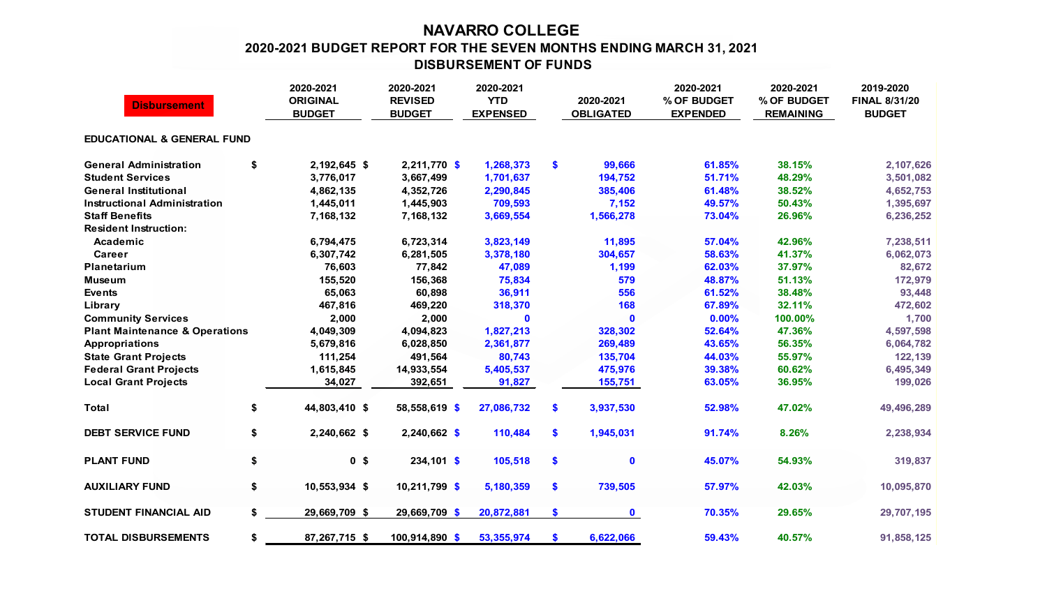# NAVARRO COLLEGE

## 2020-2021 BUDGET REPORT FOR THE SEVEN MONTHS ENDING MARCH 31, 2021

## DISBURSEMENT OF FUNDS

| Disbursement | 2020-2021 ORIGINAL BUDGET | 2020-2021 REVISED BUDGET | 2020-2021 YTD EXPENSED | 2020-2021 OBLIGATED | 2020-2021 % OF BUDGET EXPENDED | 2020-2021 % OF BUDGET REMAINING | 2019-2020 FINAL 8/31/20 BUDGET |
|---|---|---|---|---|---|---|---|
| **EDUCATIONAL & GENERAL FUND** | | | | | | | |
| General Administration | $ 2,192,645 | $ 2,211,770 | $ 1,268,373 | $ 99,666 | 61.85% | 38.15% | 2,107,626 |
| Student Services | 3,776,017 | 3,667,499 | 1,701,637 | 194,752 | 51.71% | 48.29% | 3,501,082 |
| General Institutional | 4,862,135 | 4,352,726 | 2,290,845 | 385,406 | 61.48% | 38.52% | 4,652,753 |
| Instructional Administration | 1,445,011 | 1,445,903 | 709,593 | 7,152 | 49.57% | 50.43% | 1,395,697 |
| Staff Benefits | 7,168,132 | 7,168,132 | 3,669,554 | 1,566,278 | 73.04% | 26.96% | 6,236,252 |
| Resident Instruction: | | | | | | | |
| Academic | 6,794,475 | 6,723,314 | 3,823,149 | 11,895 | 57.04% | 42.96% | 7,238,511 |
| Career | 6,307,742 | 6,281,505 | 3,378,180 | 304,657 | 58.63% | 41.37% | 6,062,073 |
| Planetarium | 76,603 | 77,842 | 47,089 | 1,199 | 62.03% | 37.97% | 82,672 |
| Museum | 155,520 | 156,368 | 75,834 | 579 | 48.87% | 51.13% | 172,979 |
| Events | 65,063 | 60,898 | 36,911 | 556 | 61.52% | 38.48% | 93,448 |
| Library | 467,816 | 469,220 | 318,370 | 168 | 67.89% | 32.11% | 472,602 |
| Community Services | 2,000 | 2,000 | 0 | 0 | 0.00% | 100.00% | 1,700 |
| Plant Maintenance & Operations | 4,049,309 | 4,094,823 | 1,827,213 | 328,302 | 52.64% | 47.36% | 4,597,598 |
| Appropriations | 5,679,816 | 6,028,850 | 2,361,877 | 269,489 | 43.65% | 56.35% | 6,064,782 |
| State Grant Projects | 111,254 | 491,564 | 80,743 | 135,704 | 44.03% | 55.97% | 122,139 |
| Federal Grant Projects | 1,615,845 | 14,933,554 | 5,405,537 | 475,976 | 39.38% | 60.62% | 6,495,349 |
| Local Grant Projects | 34,027 | 392,651 | 91,827 | 155,751 | 63.05% | 36.95% | 199,026 |
| **Total** | $ 44,803,410 | $ 58,558,619 | $ 27,086,732 | $ 3,937,530 | 52.98% | 47.02% | 49,496,289 |
| **DEBT SERVICE FUND** | $ 2,240,662 | $ 2,240,662 | $ 110,484 | $ 1,945,031 | 91.74% | 8.26% | 2,238,934 |
| **PLANT FUND** | $ 0 | $ 234,101 | $ 105,518 | $ 0 | 45.07% | 54.93% | 319,837 |
| **AUXILIARY FUND** | $ 10,553,934 | $ 10,211,799 | $ 5,180,359 | $ 739,505 | 57.97% | 42.03% | 10,095,870 |
| **STUDENT FINANCIAL AID** | $ 29,669,709 | $ 29,669,709 | $ 20,872,881 | $ 0 | 70.35% | 29.65% | 29,707,195 |
| **TOTAL DISBURSEMENTS** | $ 87,267,715 | $ 100,914,890 | $ 53,355,974 | $ 6,622,066 | 59.43% | 40.57% | 91,858,125 |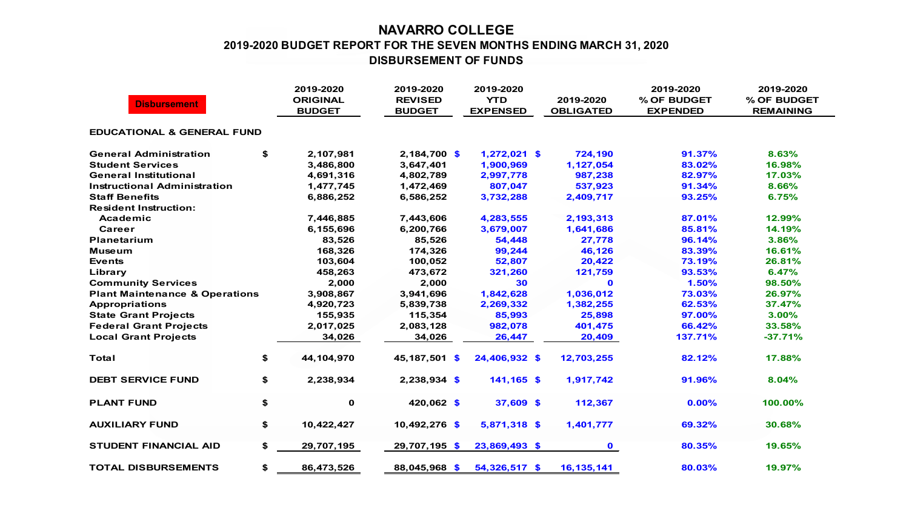# NAVARRO COLLEGE

## 2019-2020 BUDGET REPORT FOR THE SEVEN MONTHS ENDING MARCH 31, 2020

## DISBURSEMENT OF FUNDS

| Disbursement | | 2019-2020 ORIGINAL BUDGET | 2019-2020 REVISED BUDGET | | 2019-2020 YTD EXPENSED | | 2019-2020 OBLIGATED | 2019-2020 % OF BUDGET EXPENDED | 2019-2020 % OF BUDGET REMAINING |
|---|---|---|---|---|---|---|---|---|---|
| **EDUCATIONAL & GENERAL FUND** | | | | | | | | | |
| General Administration | $ | 2,107,981 | 2,184,700 | $ | 1,272,021 | $ | 724,190 | 91.37% | 8.63% |
| Student Services | | 3,486,800 | 3,647,401 | | 1,900,969 | | 1,127,054 | 83.02% | 16.98% |
| General Institutional | | 4,691,316 | 4,802,789 | | 2,997,778 | | 987,238 | 82.97% | 17.03% |
| Instructional Administration | | 1,477,745 | 1,472,469 | | 807,047 | | 537,923 | 91.34% | 8.66% |
| Staff Benefits | | 6,886,252 | 6,586,252 | | 3,732,288 | | 2,409,717 | 93.25% | 6.75% |
| Resident Instruction: | | | | | | | | | |
| Academic | | 7,446,885 | 7,443,606 | | 4,283,555 | | 2,193,313 | 87.01% | 12.99% |
| Career | | 6,155,696 | 6,200,766 | | 3,679,007 | | 1,641,686 | 85.81% | 14.19% |
| Planetarium | | 83,526 | 85,526 | | 54,448 | | 27,778 | 96.14% | 3.86% |
| Museum | | 168,326 | 174,326 | | 99,244 | | 46,126 | 83.39% | 16.61% |
| Events | | 103,604 | 100,052 | | 52,807 | | 20,422 | 73.19% | 26.81% |
| Library | | 458,263 | 473,672 | | 321,260 | | 121,759 | 93.53% | 6.47% |
| Community Services | | 2,000 | 2,000 | | 30 | | 0 | 1.50% | 98.50% |
| Plant Maintenance & Operations | | 3,908,867 | 3,941,696 | | 1,842,628 | | 1,036,012 | 73.03% | 26.97% |
| Appropriations | | 4,920,723 | 5,839,738 | | 2,269,332 | | 1,382,255 | 62.53% | 37.47% |
| State Grant Projects | | 155,935 | 115,354 | | 85,993 | | 25,898 | 97.00% | 3.00% |
| Federal Grant Projects | | 2,017,025 | 2,083,128 | | 982,078 | | 401,475 | 66.42% | 33.58% |
| Local Grant Projects | | 34,026 | 34,026 | | 26,447 | | 20,409 | 137.71% | -37.71% |
| Total | $ | 44,104,970 | 45,187,501 | $ | 24,406,932 | $ | 12,703,255 | 82.12% | 17.88% |
| **DEBT SERVICE FUND** | $ | 2,238,934 | 2,238,934 | $ | 141,165 | $ | 1,917,742 | 91.96% | 8.04% |
| **PLANT FUND** | $ | 0 | 420,062 | $ | 37,609 | $ | 112,367 | 0.00% | 100.00% |
| **AUXILIARY FUND** | $ | 10,422,427 | 10,492,276 | $ | 5,871,318 | $ | 1,401,777 | 69.32% | 30.68% |
| **STUDENT FINANCIAL AID** | $ | 29,707,195 | 29,707,195 | $ | 23,869,493 | $ | 0 | 80.35% | 19.65% |
| **TOTAL DISBURSEMENTS** | $ | 86,473,526 | 88,045,968 | $ | 54,326,517 | $ | 16,135,141 | 80.03% | 19.97% |